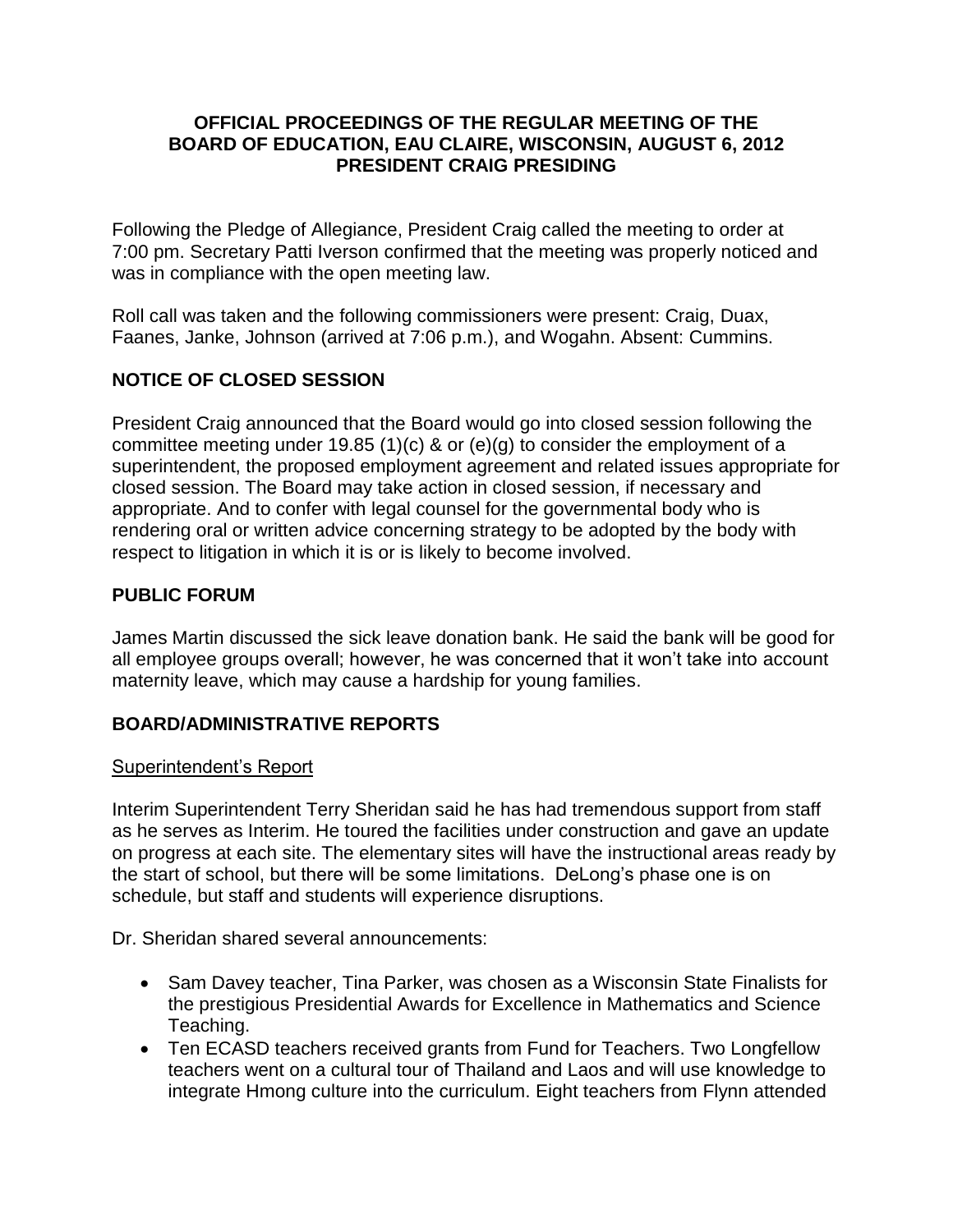**OFFICIAL PROCEEDINGS OF THE REGULAR MEETING OF THE BOARD OF EDUCATION, EAU CLAIRE, WISCONSIN, AUGUST 6, 2012 PRESIDENT CRAIG PRESIDING**

Following the Pledge of Allegiance, President Craig called the meeting to order at 7:00 pm. Secretary Patti Iverson confirmed that the meeting was properly noticed and was in compliance with the open meeting law.

Roll call was taken and the following commissioners were present: Craig, Duax, Faanes, Janke, Johnson (arrived at 7:06 p.m.), and Wogahn. Absent: Cummins.

## NOTICE OF CLOSED SESSION

President Craig announced that the Board would go into closed session following the committee meeting under 19.85 (1)(c) & or (e)(g) to consider the employment of a superintendent, the proposed employment agreement and related issues appropriate for closed session. The Board may take action in closed session, if necessary and appropriate. And to confer with legal counsel for the governmental body who is rendering oral or written advice concerning strategy to be adopted by the body with respect to litigation in which it is or is likely to become involved.

## PUBLIC FORUM

James Martin discussed the sick leave donation bank. He said the bank will be good for all employee groups overall; however, he was concerned that it won't take into account maternity leave, which may cause a hardship for young families.

## BOARD/ADMINISTRATIVE REPORTS

### Superintendent's Report

Interim Superintendent Terry Sheridan said he has had tremendous support from staff as he serves as Interim. He toured the facilities under construction and gave an update on progress at each site. The elementary sites will have the instructional areas ready by the start of school, but there will be some limitations. DeLong's phase one is on schedule, but staff and students will experience disruptions.

Dr. Sheridan shared several announcements:

- Sam Davey teacher, Tina Parker, was chosen as a Wisconsin State Finalists for the prestigious Presidential Awards for Excellence in Mathematics and Science Teaching.
- Ten ECASD teachers received grants from Fund for Teachers. Two Longfellow teachers went on a cultural tour of Thailand and Laos and will use knowledge to integrate Hmong culture into the curriculum. Eight teachers from Flynn attended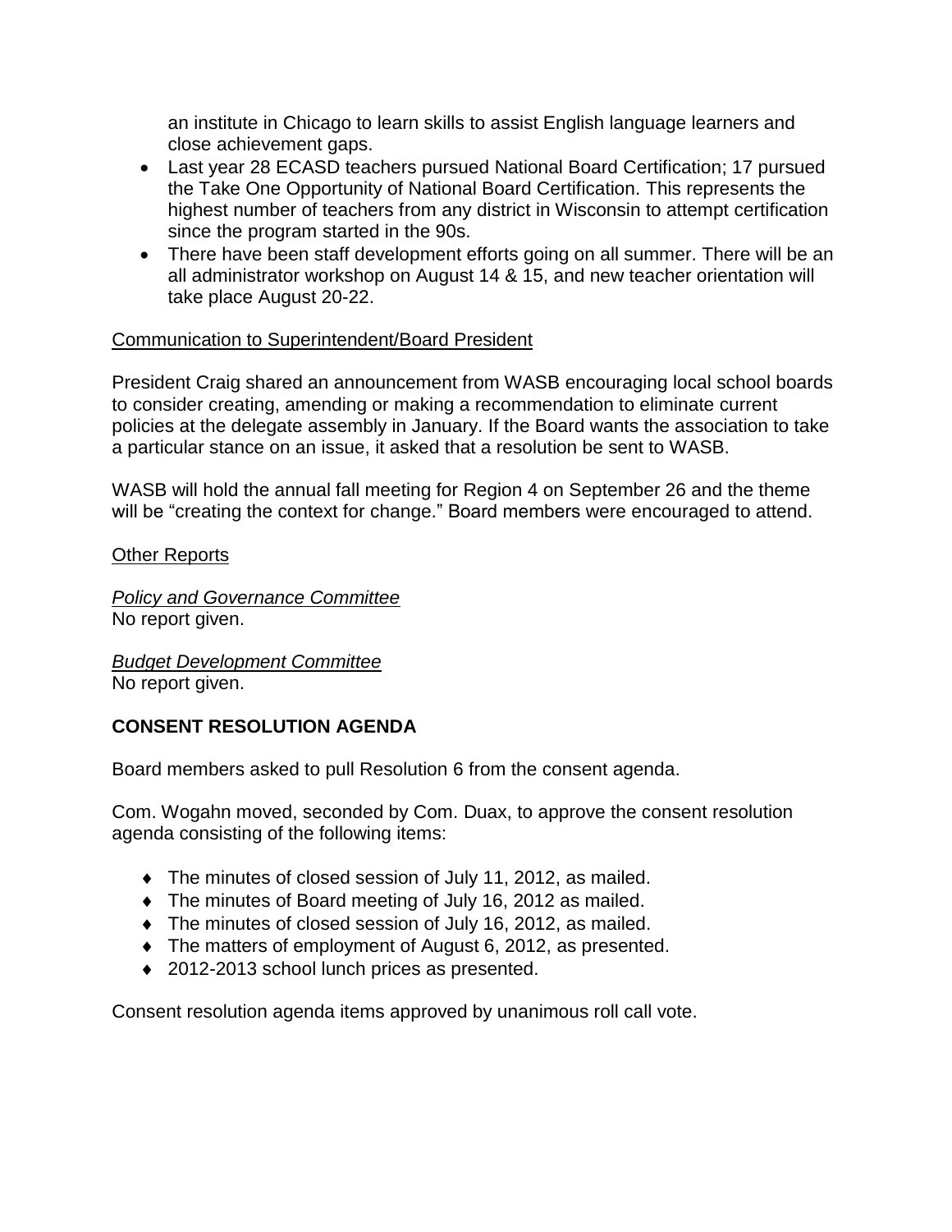an institute in Chicago to learn skills to assist English language learners and close achievement gaps.

- Last year 28 ECASD teachers pursued National Board Certification; 17 pursued the Take One Opportunity of National Board Certification. This represents the highest number of teachers from any district in Wisconsin to attempt certification since the program started in the 90s.
- There have been staff development efforts going on all summer. There will be an all administrator workshop on August 14 & 15, and new teacher orientation will take place August 20-22.

<u>Communication to Superintendent/Board President</u>

President Craig shared an announcement from WASB encouraging local school boards to consider creating, amending or making a recommendation to eliminate current policies at the delegate assembly in January. If the Board wants the association to take a particular stance on an issue, it asked that a resolution be sent to WASB.

WASB will hold the annual fall meeting for Region 4 on September 26 and the theme will be "creating the context for change." Board members were encouraged to attend.

<u>Other Reports</u>

*<u>Policy and Governance Committee</u>*
No report given.

*<u>Budget Development Committee</u>*
No report given.

**CONSENT RESOLUTION AGENDA**

Board members asked to pull Resolution 6 from the consent agenda.

Com. Wogahn moved, seconded by Com. Duax, to approve the consent resolution agenda consisting of the following items:

- The minutes of closed session of July 11, 2012, as mailed.
- The minutes of Board meeting of July 16, 2012 as mailed.
- The minutes of closed session of July 16, 2012, as mailed.
- The matters of employment of August 6, 2012, as presented.
- 2012-2013 school lunch prices as presented.

Consent resolution agenda items approved by unanimous roll call vote.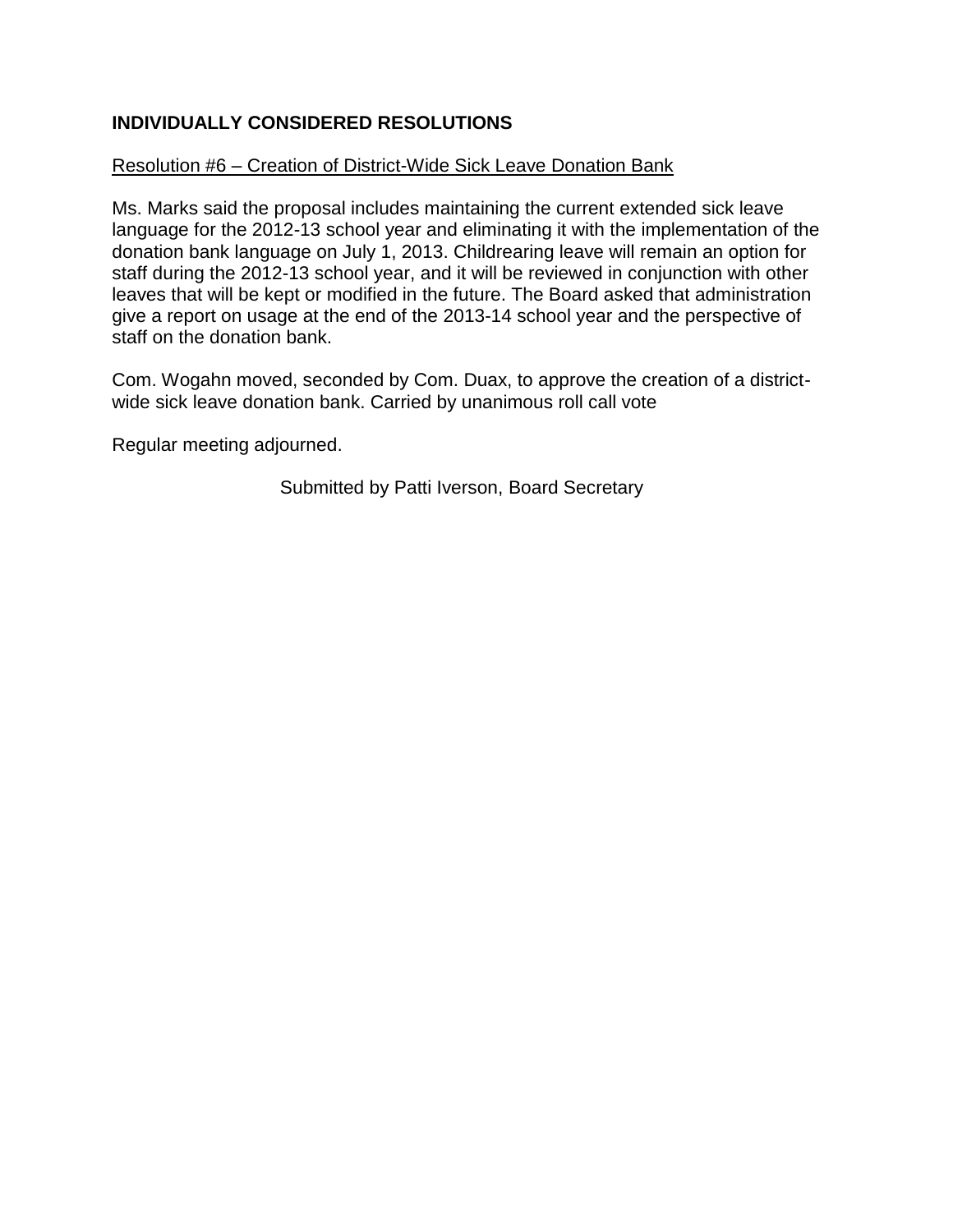**INDIVIDUALLY CONSIDERED RESOLUTIONS**

<u>Resolution #6 – Creation of District-Wide Sick Leave Donation Bank</u>

Ms. Marks said the proposal includes maintaining the current extended sick leave language for the 2012-13 school year and eliminating it with the implementation of the donation bank language on July 1, 2013. Childrearing leave will remain an option for staff during the 2012-13 school year, and it will be reviewed in conjunction with other leaves that will be kept or modified in the future. The Board asked that administration give a report on usage at the end of the 2013-14 school year and the perspective of staff on the donation bank.

Com. Wogahn moved, seconded by Com. Duax, to approve the creation of a district-wide sick leave donation bank. Carried by unanimous roll call vote

Regular meeting adjourned.

Submitted by Patti Iverson, Board Secretary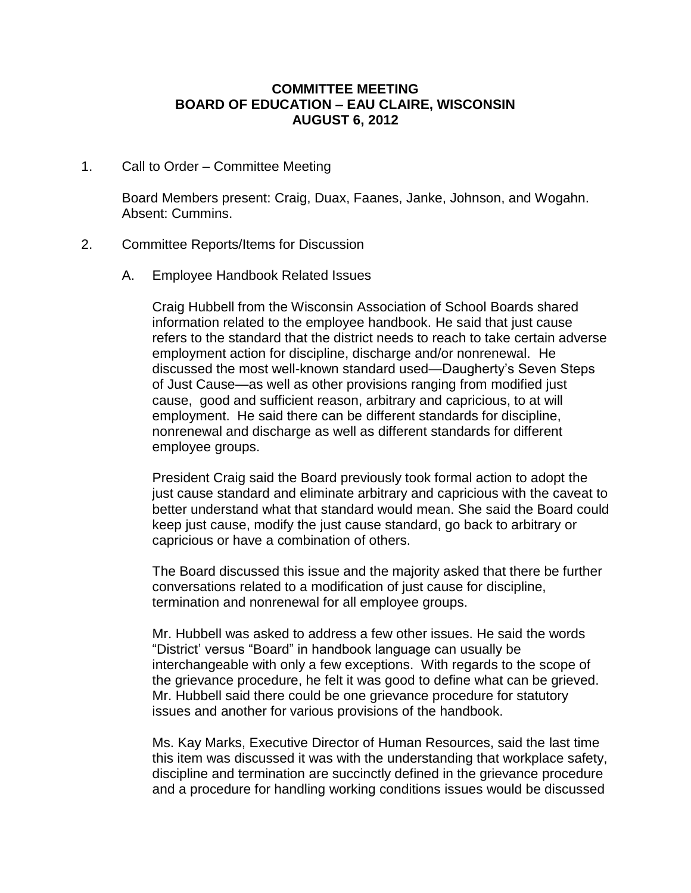**COMMITTEE MEETING**
**BOARD OF EDUCATION – EAU CLAIRE, WISCONSIN**
**AUGUST 6, 2012**

1. Call to Order – Committee Meeting

   Board Members present: Craig, Duax, Faanes, Janke, Johnson, and Wogahn. Absent: Cummins.

2. Committee Reports/Items for Discussion

   A. Employee Handbook Related Issues

      Craig Hubbell from the Wisconsin Association of School Boards shared information related to the employee handbook. He said that just cause refers to the standard that the district needs to reach to take certain adverse employment action for discipline, discharge and/or nonrenewal. He discussed the most well-known standard used—Daugherty's Seven Steps of Just Cause—as well as other provisions ranging from modified just cause, good and sufficient reason, arbitrary and capricious, to at will employment. He said there can be different standards for discipline, nonrenewal and discharge as well as different standards for different employee groups.

      President Craig said the Board previously took formal action to adopt the just cause standard and eliminate arbitrary and capricious with the caveat to better understand what that standard would mean. She said the Board could keep just cause, modify the just cause standard, go back to arbitrary or capricious or have a combination of others.

      The Board discussed this issue and the majority asked that there be further conversations related to a modification of just cause for discipline, termination and nonrenewal for all employee groups.

      Mr. Hubbell was asked to address a few other issues. He said the words "District' versus "Board" in handbook language can usually be interchangeable with only a few exceptions. With regards to the scope of the grievance procedure, he felt it was good to define what can be grieved. Mr. Hubbell said there could be one grievance procedure for statutory issues and another for various provisions of the handbook.

      Ms. Kay Marks, Executive Director of Human Resources, said the last time this item was discussed it was with the understanding that workplace safety, discipline and termination are succinctly defined in the grievance procedure and a procedure for handling working conditions issues would be discussed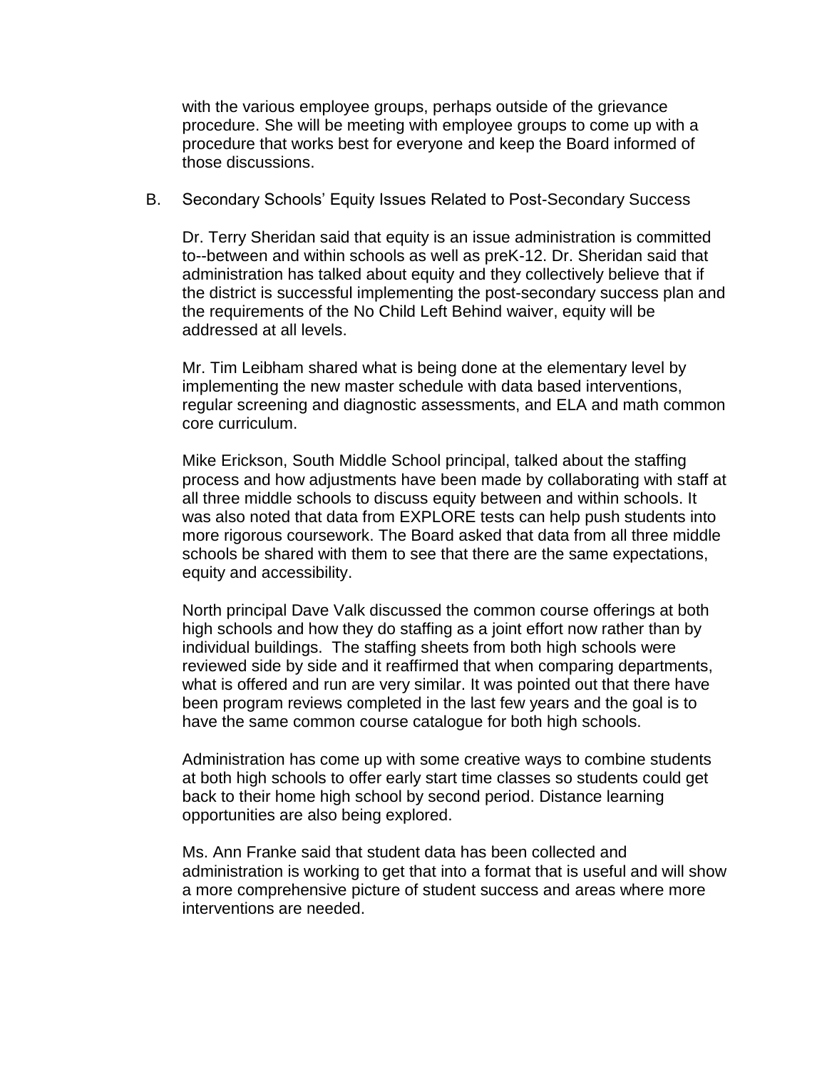with the various employee groups, perhaps outside of the grievance procedure. She will be meeting with employee groups to come up with a procedure that works best for everyone and keep the Board informed of those discussions.

B. Secondary Schools' Equity Issues Related to Post-Secondary Success

Dr. Terry Sheridan said that equity is an issue administration is committed to--between and within schools as well as preK-12. Dr. Sheridan said that administration has talked about equity and they collectively believe that if the district is successful implementing the post-secondary success plan and the requirements of the No Child Left Behind waiver, equity will be addressed at all levels.

Mr. Tim Leibham shared what is being done at the elementary level by implementing the new master schedule with data based interventions, regular screening and diagnostic assessments, and ELA and math common core curriculum.

Mike Erickson, South Middle School principal, talked about the staffing process and how adjustments have been made by collaborating with staff at all three middle schools to discuss equity between and within schools. It was also noted that data from EXPLORE tests can help push students into more rigorous coursework. The Board asked that data from all three middle schools be shared with them to see that there are the same expectations, equity and accessibility.

North principal Dave Valk discussed the common course offerings at both high schools and how they do staffing as a joint effort now rather than by individual buildings. The staffing sheets from both high schools were reviewed side by side and it reaffirmed that when comparing departments, what is offered and run are very similar. It was pointed out that there have been program reviews completed in the last few years and the goal is to have the same common course catalogue for both high schools.

Administration has come up with some creative ways to combine students at both high schools to offer early start time classes so students could get back to their home high school by second period. Distance learning opportunities are also being explored.

Ms. Ann Franke said that student data has been collected and administration is working to get that into a format that is useful and will show a more comprehensive picture of student success and areas where more interventions are needed.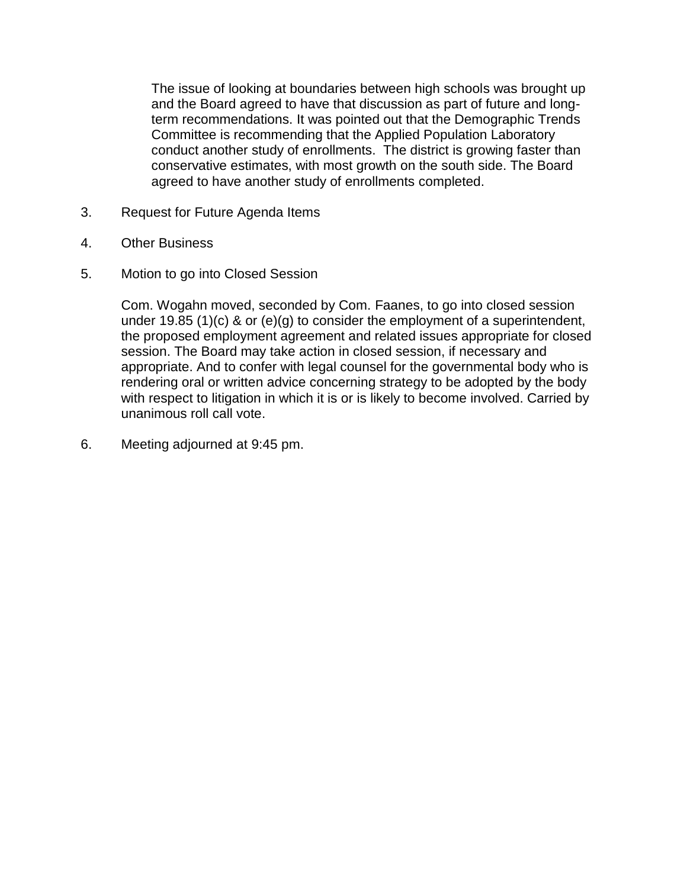The issue of looking at boundaries between high schools was brought up and the Board agreed to have that discussion as part of future and long-term recommendations. It was pointed out that the Demographic Trends Committee is recommending that the Applied Population Laboratory conduct another study of enrollments. The district is growing faster than conservative estimates, with most growth on the south side. The Board agreed to have another study of enrollments completed.

3. Request for Future Agenda Items

4. Other Business

5. Motion to go into Closed Session

   Com. Wogahn moved, seconded by Com. Faanes, to go into closed session under 19.85 (1)(c) & or (e)(g) to consider the employment of a superintendent, the proposed employment agreement and related issues appropriate for closed session. The Board may take action in closed session, if necessary and appropriate. And to confer with legal counsel for the governmental body who is rendering oral or written advice concerning strategy to be adopted by the body with respect to litigation in which it is or is likely to become involved. Carried by unanimous roll call vote.

6. Meeting adjourned at 9:45 pm.